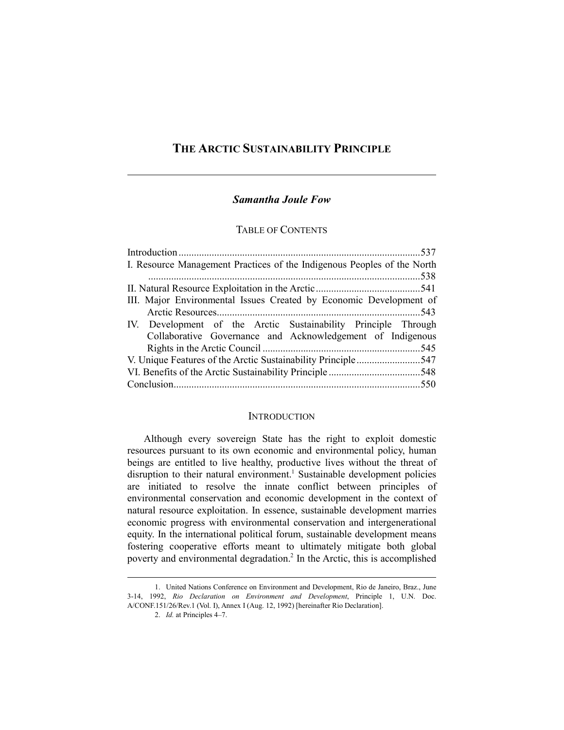# The Arctic Sustainability Principle

***Samantha Joule Fow***

TABLE OF CONTENTS

Introduction ............................................................................................. 537
I. Resource Management Practices of the Indigenous Peoples of the North ........................................................................................................ 538
II. Natural Resource Exploitation in the Arctic ........................................ 541
III. Major Environmental Issues Created by Economic Development of Arctic Resources ............................................................................... 543
IV. Development of the Arctic Sustainability Principle Through Collaborative Governance and Acknowledgement of Indigenous Rights in the Arctic Council ............................................................ 545
V. Unique Features of the Arctic Sustainability Principle ......................... 547
VI. Benefits of the Arctic Sustainability Principle .................................... 548
Conclusion ............................................................................................... 550

## INTRODUCTION

Although every sovereign State has the right to exploit domestic resources pursuant to its own economic and environmental policy, human beings are entitled to live healthy, productive lives without the threat of disruption to their natural environment.[1] Sustainable development policies are initiated to resolve the innate conflict between principles of environmental conservation and economic development in the context of natural resource exploitation. In essence, sustainable development marries economic progress with environmental conservation and intergenerational equity. In the international political forum, sustainable development means fostering cooperative efforts meant to ultimately mitigate both global poverty and environmental degradation.[2] In the Arctic, this is accomplished

---

1. United Nations Conference on Environment and Development, Rio de Janeiro, Braz., June 3-14, 1992, *Rio Declaration on Environment and Development*, Principle 1, U.N. Doc. A/CONF.151/26/Rev.1 (Vol. I), Annex I (Aug. 12, 1992) [hereinafter Rio Declaration].

2. *Id.* at Principles 4–7.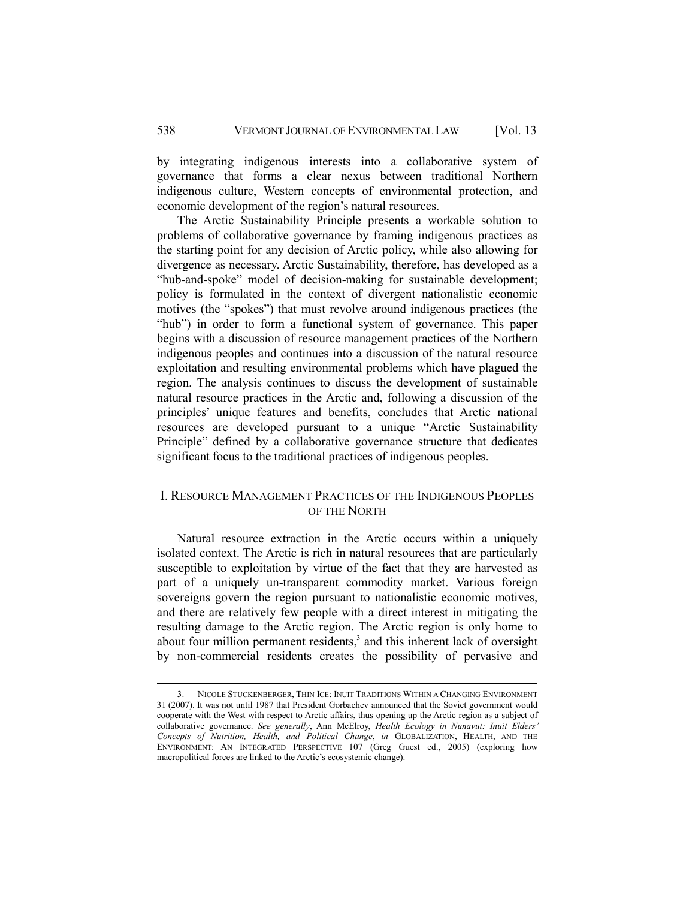by integrating indigenous interests into a collaborative system of governance that forms a clear nexus between traditional Northern indigenous culture, Western concepts of environmental protection, and economic development of the region's natural resources.

The Arctic Sustainability Principle presents a workable solution to problems of collaborative governance by framing indigenous practices as the starting point for any decision of Arctic policy, while also allowing for divergence as necessary. Arctic Sustainability, therefore, has developed as a "hub-and-spoke" model of decision-making for sustainable development; policy is formulated in the context of divergent nationalistic economic motives (the "spokes") that must revolve around indigenous practices (the "hub") in order to form a functional system of governance. This paper begins with a discussion of resource management practices of the Northern indigenous peoples and continues into a discussion of the natural resource exploitation and resulting environmental problems which have plagued the region. The analysis continues to discuss the development of sustainable natural resource practices in the Arctic and, following a discussion of the principles' unique features and benefits, concludes that Arctic national resources are developed pursuant to a unique "Arctic Sustainability Principle" defined by a collaborative governance structure that dedicates significant focus to the traditional practices of indigenous peoples.

## I. RESOURCE MANAGEMENT PRACTICES OF THE INDIGENOUS PEOPLES OF THE NORTH

Natural resource extraction in the Arctic occurs within a uniquely isolated context. The Arctic is rich in natural resources that are particularly susceptible to exploitation by virtue of the fact that they are harvested as part of a uniquely un-transparent commodity market. Various foreign sovereigns govern the region pursuant to nationalistic economic motives, and there are relatively few people with a direct interest in mitigating the resulting damage to the Arctic region. The Arctic region is only home to about four million permanent residents,[3] and this inherent lack of oversight by non-commercial residents creates the possibility of pervasive and

---

3. NICOLE STUCKENBERGER, THIN ICE: INUIT TRADITIONS WITHIN A CHANGING ENVIRONMENT 31 (2007). It was not until 1987 that President Gorbachev announced that the Soviet government would cooperate with the West with respect to Arctic affairs, thus opening up the Arctic region as a subject of collaborative governance. *See generally*, Ann McElroy, *Health Ecology in Nunavut: Inuit Elders' Concepts of Nutrition, Health, and Political Change*, *in* GLOBALIZATION, HEALTH, AND THE ENVIRONMENT: AN INTEGRATED PERSPECTIVE 107 (Greg Guest ed., 2005) (exploring how macropolitical forces are linked to the Arctic's ecosystemic change).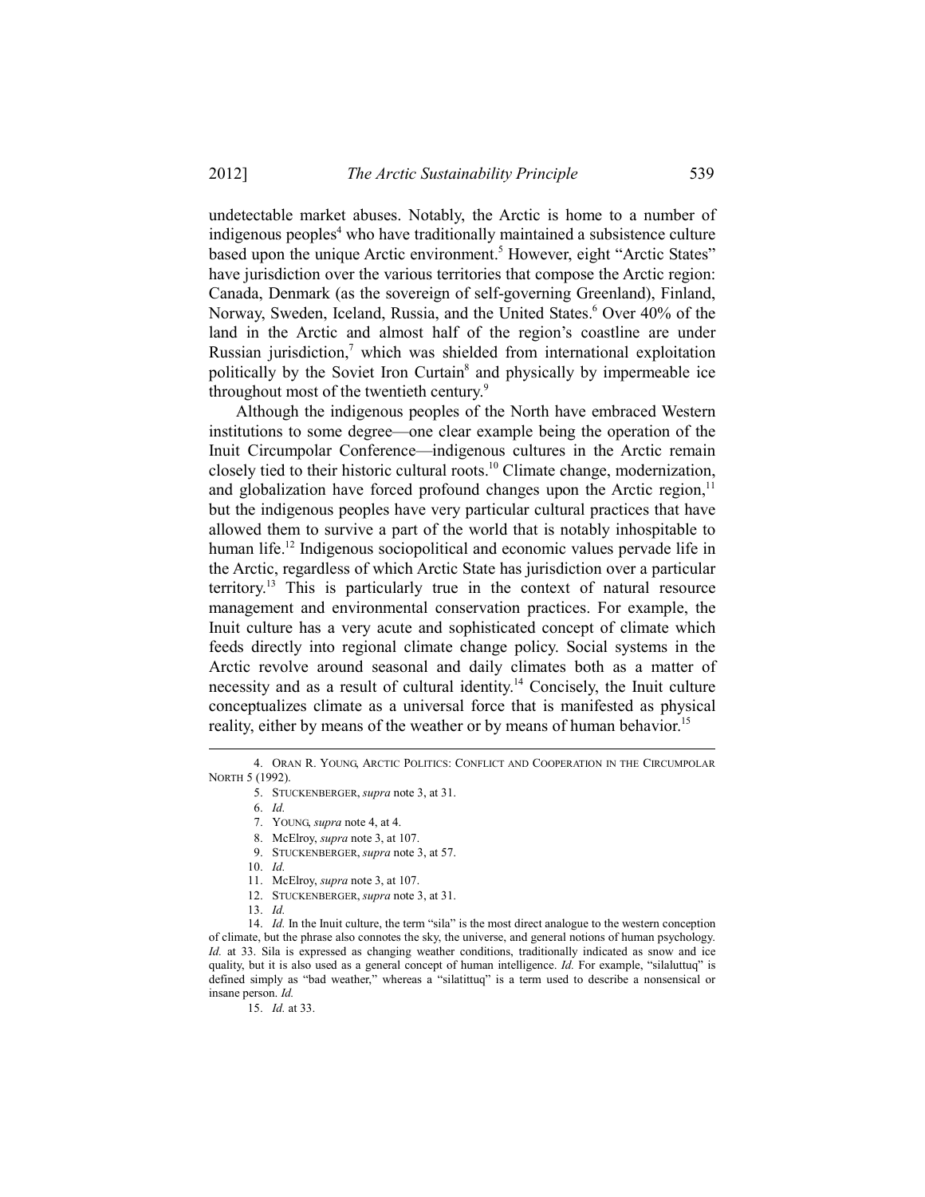undetectable market abuses. Notably, the Arctic is home to a number of indigenous peoples[4] who have traditionally maintained a subsistence culture based upon the unique Arctic environment.[5] However, eight "Arctic States" have jurisdiction over the various territories that compose the Arctic region: Canada, Denmark (as the sovereign of self-governing Greenland), Finland, Norway, Sweden, Iceland, Russia, and the United States.[6] Over 40% of the land in the Arctic and almost half of the region's coastline are under Russian jurisdiction,[7] which was shielded from international exploitation politically by the Soviet Iron Curtain[8] and physically by impermeable ice throughout most of the twentieth century.[9]

Although the indigenous peoples of the North have embraced Western institutions to some degree—one clear example being the operation of the Inuit Circumpolar Conference—indigenous cultures in the Arctic remain closely tied to their historic cultural roots.[10] Climate change, modernization, and globalization have forced profound changes upon the Arctic region,[11] but the indigenous peoples have very particular cultural practices that have allowed them to survive a part of the world that is notably inhospitable to human life.[12] Indigenous sociopolitical and economic values pervade life in the Arctic, regardless of which Arctic State has jurisdiction over a particular territory.[13] This is particularly true in the context of natural resource management and environmental conservation practices. For example, the Inuit culture has a very acute and sophisticated concept of climate which feeds directly into regional climate change policy. Social systems in the Arctic revolve around seasonal and daily climates both as a matter of necessity and as a result of cultural identity.[14] Concisely, the Inuit culture conceptualizes climate as a universal force that is manifested as physical reality, either by means of the weather or by means of human behavior.[15]

---

4. ORAN R. YOUNG, ARCTIC POLITICS: CONFLICT AND COOPERATION IN THE CIRCUMPOLAR NORTH 5 (1992).

5. STUCKENBERGER, *supra* note 3, at 31.

6. *Id.*

7. YOUNG, *supra* note 4, at 4.

8. McElroy, *supra* note 3, at 107.

9. STUCKENBERGER, *supra* note 3, at 57.

10. *Id.*

11. McElroy, *supra* note 3, at 107.

12. STUCKENBERGER, *supra* note 3, at 31.

13. *Id.*

14. *Id.* In the Inuit culture, the term "sila" is the most direct analogue to the western conception of climate, but the phrase also connotes the sky, the universe, and general notions of human psychology. *Id.* at 33. Sila is expressed as changing weather conditions, traditionally indicated as snow and ice quality, but it is also used as a general concept of human intelligence. *Id.* For example, "silaluttuq" is defined simply as "bad weather," whereas a "silatittuq" is a term used to describe a nonsensical or insane person. *Id.*

15. *Id.* at 33.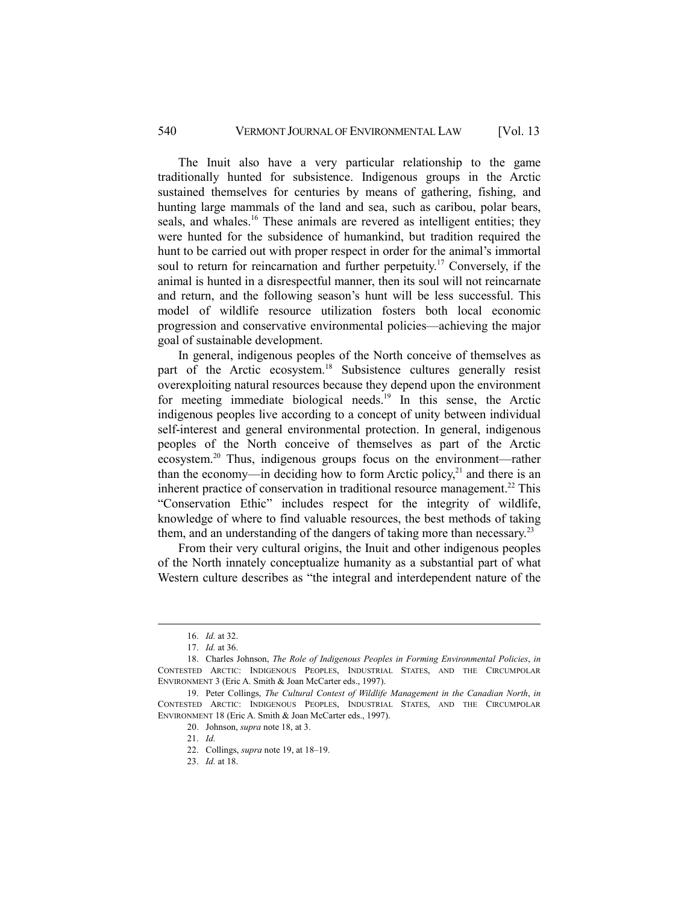The Inuit also have a very particular relationship to the game traditionally hunted for subsistence. Indigenous groups in the Arctic sustained themselves for centuries by means of gathering, fishing, and hunting large mammals of the land and sea, such as caribou, polar bears, seals, and whales.[16] These animals are revered as intelligent entities; they were hunted for the subsidence of humankind, but tradition required the hunt to be carried out with proper respect in order for the animal's immortal soul to return for reincarnation and further perpetuity.[17] Conversely, if the animal is hunted in a disrespectful manner, then its soul will not reincarnate and return, and the following season's hunt will be less successful. This model of wildlife resource utilization fosters both local economic progression and conservative environmental policies—achieving the major goal of sustainable development.

In general, indigenous peoples of the North conceive of themselves as part of the Arctic ecosystem.[18] Subsistence cultures generally resist overexploiting natural resources because they depend upon the environment for meeting immediate biological needs.[19] In this sense, the Arctic indigenous peoples live according to a concept of unity between individual self-interest and general environmental protection. In general, indigenous peoples of the North conceive of themselves as part of the Arctic ecosystem.[20] Thus, indigenous groups focus on the environment—rather than the economy—in deciding how to form Arctic policy,[21] and there is an inherent practice of conservation in traditional resource management.[22] This "Conservation Ethic" includes respect for the integrity of wildlife, knowledge of where to find valuable resources, the best methods of taking them, and an understanding of the dangers of taking more than necessary.[23]

From their very cultural origins, the Inuit and other indigenous peoples of the North innately conceptualize humanity as a substantial part of what Western culture describes as "the integral and interdependent nature of the

---

16. *Id.* at 32.

17. *Id.* at 36.

18. Charles Johnson, *The Role of Indigenous Peoples in Forming Environmental Policies*, *in* CONTESTED ARCTIC: INDIGENOUS PEOPLES, INDUSTRIAL STATES, AND THE CIRCUMPOLAR ENVIRONMENT 3 (Eric A. Smith & Joan McCarter eds., 1997).

19. Peter Collings, *The Cultural Contest of Wildlife Management in the Canadian North*, *in* CONTESTED ARCTIC: INDIGENOUS PEOPLES, INDUSTRIAL STATES, AND THE CIRCUMPOLAR ENVIRONMENT 18 (Eric A. Smith & Joan McCarter eds., 1997).

20. Johnson, *supra* note 18, at 3.

21. *Id.*

22. Collings, *supra* note 19, at 18–19.

23. *Id.* at 18.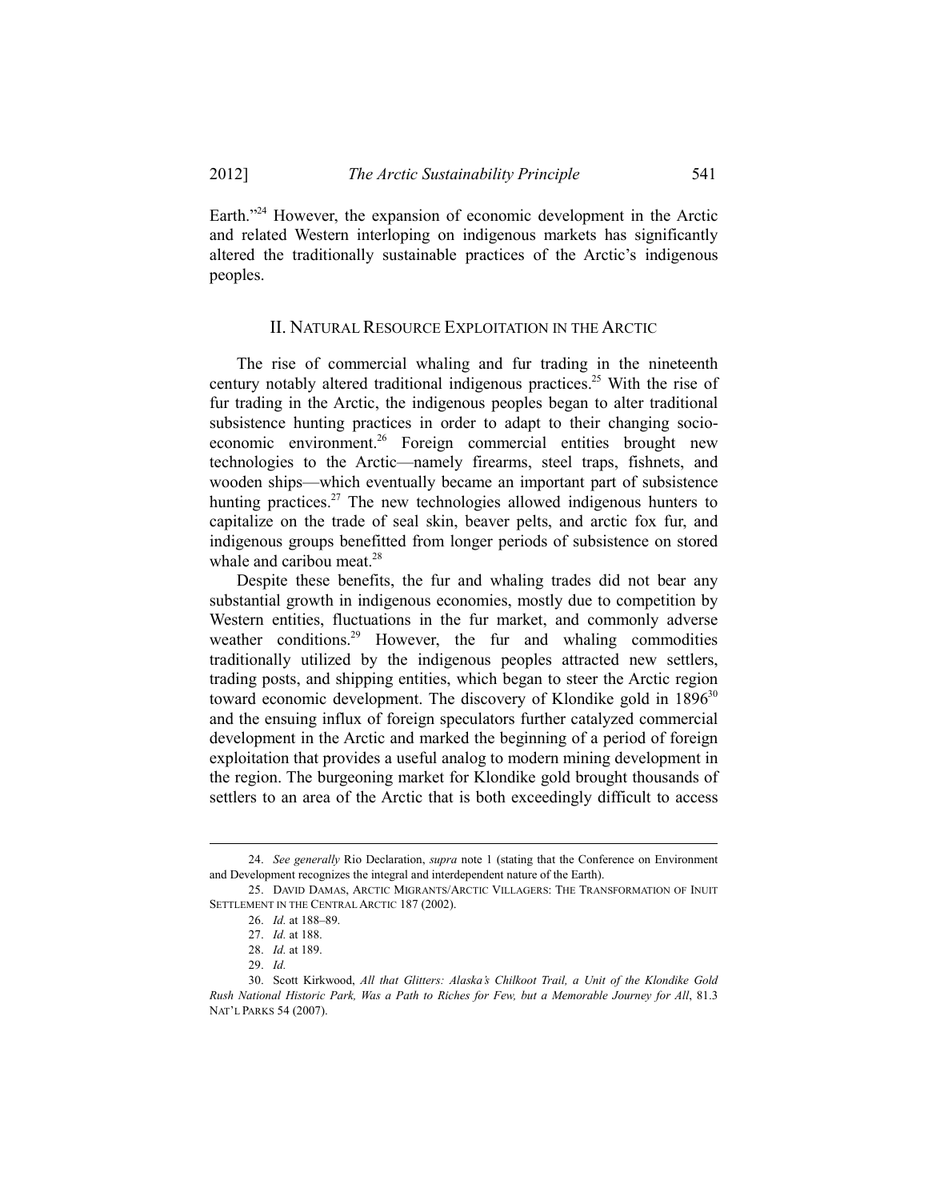Earth."[24] However, the expansion of economic development in the Arctic and related Western interloping on indigenous markets has significantly altered the traditionally sustainable practices of the Arctic's indigenous peoples.

## II. NATURAL RESOURCE EXPLOITATION IN THE ARCTIC

The rise of commercial whaling and fur trading in the nineteenth century notably altered traditional indigenous practices.[25] With the rise of fur trading in the Arctic, the indigenous peoples began to alter traditional subsistence hunting practices in order to adapt to their changing socio-economic environment.[26] Foreign commercial entities brought new technologies to the Arctic—namely firearms, steel traps, fishnets, and wooden ships—which eventually became an important part of subsistence hunting practices.[27] The new technologies allowed indigenous hunters to capitalize on the trade of seal skin, beaver pelts, and arctic fox fur, and indigenous groups benefitted from longer periods of subsistence on stored whale and caribou meat.[28]

Despite these benefits, the fur and whaling trades did not bear any substantial growth in indigenous economies, mostly due to competition by Western entities, fluctuations in the fur market, and commonly adverse weather conditions.[29] However, the fur and whaling commodities traditionally utilized by the indigenous peoples attracted new settlers, trading posts, and shipping entities, which began to steer the Arctic region toward economic development. The discovery of Klondike gold in 1896[30] and the ensuing influx of foreign speculators further catalyzed commercial development in the Arctic and marked the beginning of a period of foreign exploitation that provides a useful analog to modern mining development in the region. The burgeoning market for Klondike gold brought thousands of settlers to an area of the Arctic that is both exceedingly difficult to access

---

24. *See generally* Rio Declaration, *supra* note 1 (stating that the Conference on Environment and Development recognizes the integral and interdependent nature of the Earth).

25. DAVID DAMAS, ARCTIC MIGRANTS/ARCTIC VILLAGERS: THE TRANSFORMATION OF INUIT SETTLEMENT IN THE CENTRAL ARCTIC 187 (2002).

26. *Id.* at 188–89.

27. *Id.* at 188.

28. *Id.* at 189.

29. *Id.*

30. Scott Kirkwood, *All that Glitters: Alaska's Chilkoot Trail, a Unit of the Klondike Gold Rush National Historic Park, Was a Path to Riches for Few, but a Memorable Journey for All*, 81.3 NAT'L PARKS 54 (2007).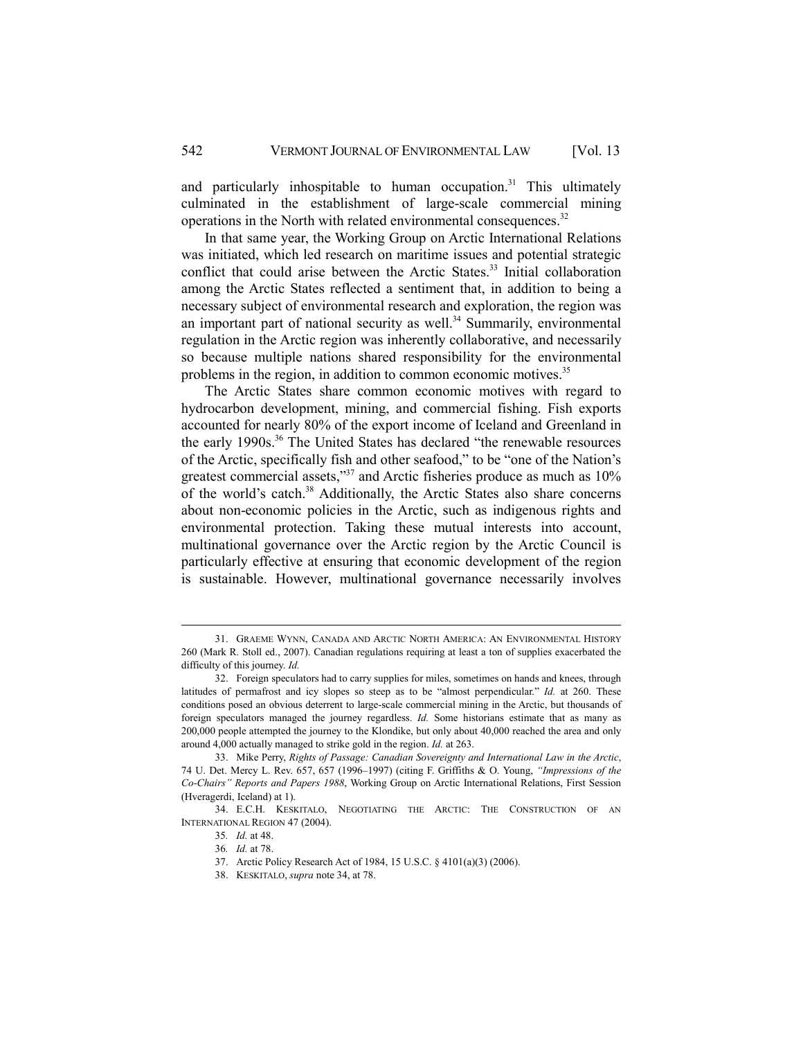and particularly inhospitable to human occupation.[31] This ultimately culminated in the establishment of large-scale commercial mining operations in the North with related environmental consequences.[32]

In that same year, the Working Group on Arctic International Relations was initiated, which led research on maritime issues and potential strategic conflict that could arise between the Arctic States.[33] Initial collaboration among the Arctic States reflected a sentiment that, in addition to being a necessary subject of environmental research and exploration, the region was an important part of national security as well.[34] Summarily, environmental regulation in the Arctic region was inherently collaborative, and necessarily so because multiple nations shared responsibility for the environmental problems in the region, in addition to common economic motives.[35]

The Arctic States share common economic motives with regard to hydrocarbon development, mining, and commercial fishing. Fish exports accounted for nearly 80% of the export income of Iceland and Greenland in the early 1990s.[36] The United States has declared "the renewable resources of the Arctic, specifically fish and other seafood," to be "one of the Nation's greatest commercial assets,"[37] and Arctic fisheries produce as much as 10% of the world's catch.[38] Additionally, the Arctic States also share concerns about non-economic policies in the Arctic, such as indigenous rights and environmental protection. Taking these mutual interests into account, multinational governance over the Arctic region by the Arctic Council is particularly effective at ensuring that economic development of the region is sustainable. However, multinational governance necessarily involves

---

31. GRAEME WYNN, CANADA AND ARCTIC NORTH AMERICA: AN ENVIRONMENTAL HISTORY 260 (Mark R. Stoll ed., 2007). Canadian regulations requiring at least a ton of supplies exacerbated the difficulty of this journey. *Id.*

32. Foreign speculators had to carry supplies for miles, sometimes on hands and knees, through latitudes of permafrost and icy slopes so steep as to be "almost perpendicular." *Id.* at 260. These conditions posed an obvious deterrent to large-scale commercial mining in the Arctic, but thousands of foreign speculators managed the journey regardless. *Id.* Some historians estimate that as many as 200,000 people attempted the journey to the Klondike, but only about 40,000 reached the area and only around 4,000 actually managed to strike gold in the region. *Id.* at 263.

33. Mike Perry, *Rights of Passage: Canadian Sovereignty and International Law in the Arctic*, 74 U. Det. Mercy L. Rev. 657, 657 (1996–1997) (citing F. Griffiths & O. Young, *"Impressions of the Co-Chairs" Reports and Papers 1988*, Working Group on Arctic International Relations, First Session (Hveragerdi, Iceland) at 1).

34. E.C.H. KESKITALO, NEGOTIATING THE ARCTIC: THE CONSTRUCTION OF AN INTERNATIONAL REGION 47 (2004).

35. *Id.* at 48.

36. *Id.* at 78.

37. Arctic Policy Research Act of 1984, 15 U.S.C. § 4101(a)(3) (2006).

38. KESKITALO, *supra* note 34, at 78.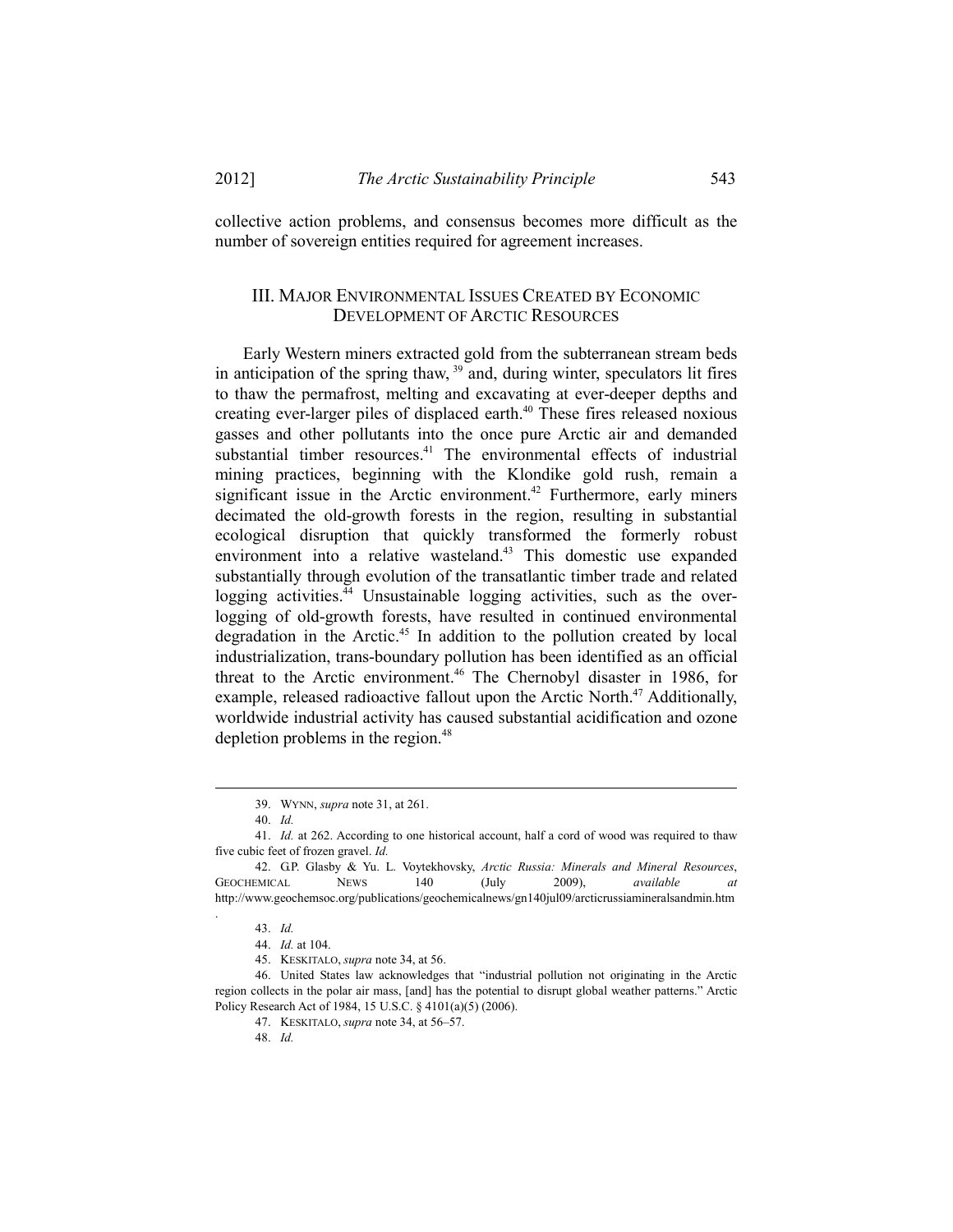collective action problems, and consensus becomes more difficult as the number of sovereign entities required for agreement increases.

## III. Major Environmental Issues Created by Economic Development of Arctic Resources

Early Western miners extracted gold from the subterranean stream beds in anticipation of the spring thaw, [39] and, during winter, speculators lit fires to thaw the permafrost, melting and excavating at ever-deeper depths and creating ever-larger piles of displaced earth.[40] These fires released noxious gasses and other pollutants into the once pure Arctic air and demanded substantial timber resources.[41] The environmental effects of industrial mining practices, beginning with the Klondike gold rush, remain a significant issue in the Arctic environment.[42] Furthermore, early miners decimated the old-growth forests in the region, resulting in substantial ecological disruption that quickly transformed the formerly robust environment into a relative wasteland.[43] This domestic use expanded substantially through evolution of the transatlantic timber trade and related logging activities.[44] Unsustainable logging activities, such as the over-logging of old-growth forests, have resulted in continued environmental degradation in the Arctic.[45] In addition to the pollution created by local industrialization, trans-boundary pollution has been identified as an official threat to the Arctic environment.[46] The Chernobyl disaster in 1986, for example, released radioactive fallout upon the Arctic North.[47] Additionally, worldwide industrial activity has caused substantial acidification and ozone depletion problems in the region.[48]

---

39. Wynn, *supra* note 31, at 261.

40. *Id.*

41. *Id.* at 262. According to one historical account, half a cord of wood was required to thaw five cubic feet of frozen gravel. *Id.*

42. G.P. Glasby & Yu. L. Voytekhovsky, *Arctic Russia: Minerals and Mineral Resources*, Geochemical News 140 (July 2009), *available at* http://www.geochemsoc.org/publications/geochemicalnews/gn140jul09/arcticrussiamineralsandmin.htm.

43. *Id.*

44. *Id.* at 104.

45. Keskitalo, *supra* note 34, at 56.

46. United States law acknowledges that "industrial pollution not originating in the Arctic region collects in the polar air mass, [and] has the potential to disrupt global weather patterns." Arctic Policy Research Act of 1984, 15 U.S.C. § 4101(a)(5) (2006).

47. Keskitalo, *supra* note 34, at 56–57.

48. *Id.*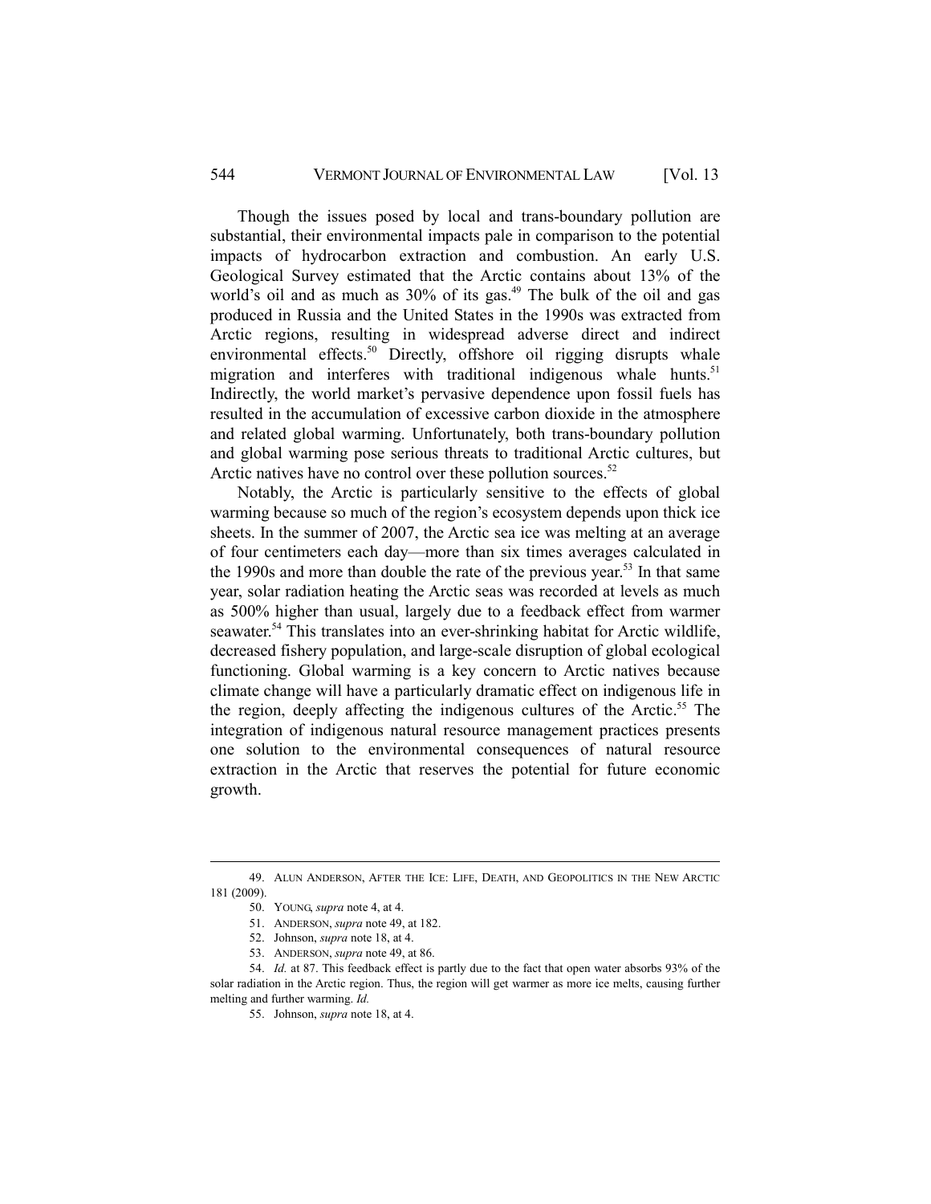Though the issues posed by local and trans-boundary pollution are substantial, their environmental impacts pale in comparison to the potential impacts of hydrocarbon extraction and combustion. An early U.S. Geological Survey estimated that the Arctic contains about 13% of the world's oil and as much as 30% of its gas.[49] The bulk of the oil and gas produced in Russia and the United States in the 1990s was extracted from Arctic regions, resulting in widespread adverse direct and indirect environmental effects.[50] Directly, offshore oil rigging disrupts whale migration and interferes with traditional indigenous whale hunts.[51] Indirectly, the world market's pervasive dependence upon fossil fuels has resulted in the accumulation of excessive carbon dioxide in the atmosphere and related global warming. Unfortunately, both trans-boundary pollution and global warming pose serious threats to traditional Arctic cultures, but Arctic natives have no control over these pollution sources.[52]

Notably, the Arctic is particularly sensitive to the effects of global warming because so much of the region's ecosystem depends upon thick ice sheets. In the summer of 2007, the Arctic sea ice was melting at an average of four centimeters each day—more than six times averages calculated in the 1990s and more than double the rate of the previous year.[53] In that same year, solar radiation heating the Arctic seas was recorded at levels as much as 500% higher than usual, largely due to a feedback effect from warmer seawater.[54] This translates into an ever-shrinking habitat for Arctic wildlife, decreased fishery population, and large-scale disruption of global ecological functioning. Global warming is a key concern to Arctic natives because climate change will have a particularly dramatic effect on indigenous life in the region, deeply affecting the indigenous cultures of the Arctic.[55] The integration of indigenous natural resource management practices presents one solution to the environmental consequences of natural resource extraction in the Arctic that reserves the potential for future economic growth.

---

49. ALUN ANDERSON, AFTER THE ICE: LIFE, DEATH, AND GEOPOLITICS IN THE NEW ARCTIC 181 (2009).

50. YOUNG, *supra* note 4, at 4.

51. ANDERSON, *supra* note 49, at 182.

52. Johnson, *supra* note 18, at 4.

53. ANDERSON, *supra* note 49, at 86.

54. *Id.* at 87. This feedback effect is partly due to the fact that open water absorbs 93% of the solar radiation in the Arctic region. Thus, the region will get warmer as more ice melts, causing further melting and further warming. *Id.*

55. Johnson, *supra* note 18, at 4.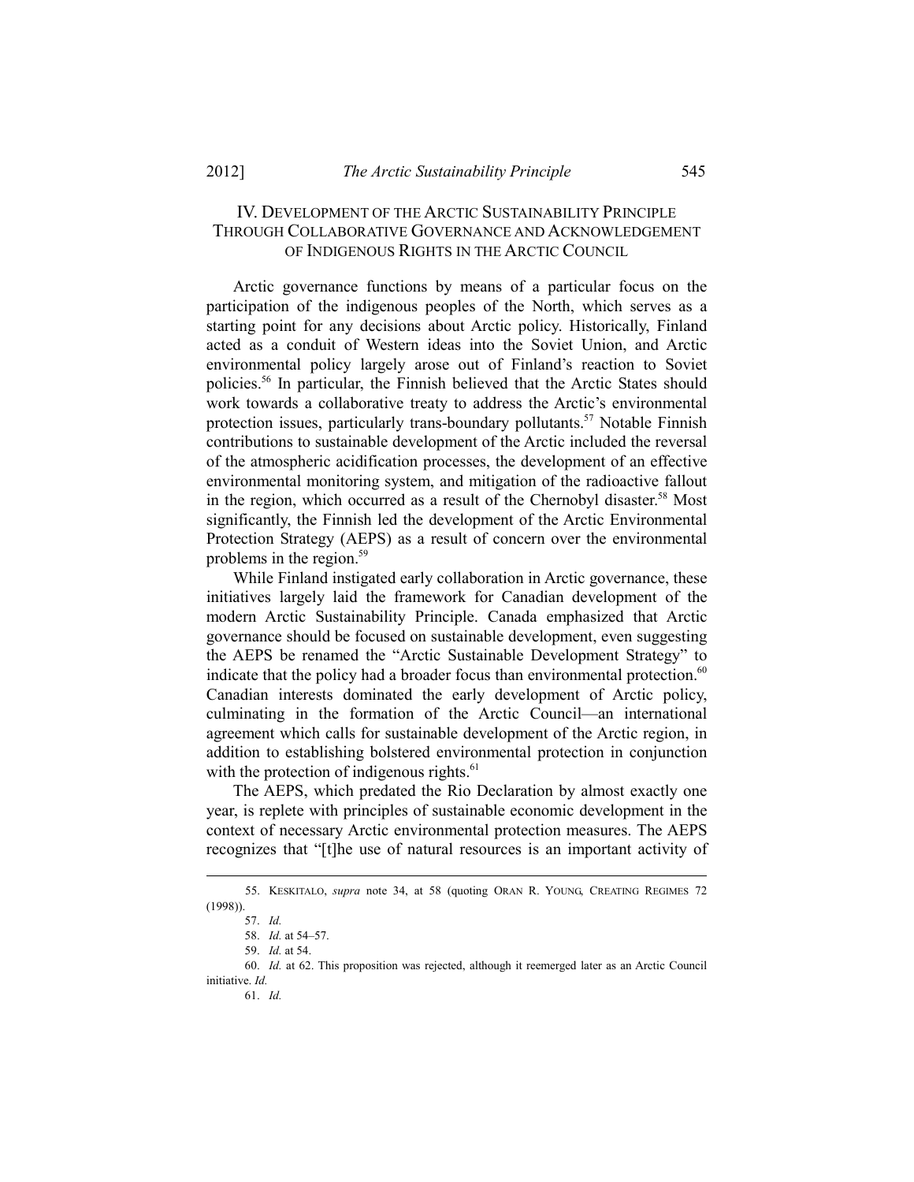## IV. Development of the Arctic Sustainability Principle Through Collaborative Governance and Acknowledgement of Indigenous Rights in the Arctic Council

Arctic governance functions by means of a particular focus on the participation of the indigenous peoples of the North, which serves as a starting point for any decisions about Arctic policy. Historically, Finland acted as a conduit of Western ideas into the Soviet Union, and Arctic environmental policy largely arose out of Finland's reaction to Soviet policies.[56] In particular, the Finnish believed that the Arctic States should work towards a collaborative treaty to address the Arctic's environmental protection issues, particularly trans-boundary pollutants.[57] Notable Finnish contributions to sustainable development of the Arctic included the reversal of the atmospheric acidification processes, the development of an effective environmental monitoring system, and mitigation of the radioactive fallout in the region, which occurred as a result of the Chernobyl disaster.[58] Most significantly, the Finnish led the development of the Arctic Environmental Protection Strategy (AEPS) as a result of concern over the environmental problems in the region.[59]

While Finland instigated early collaboration in Arctic governance, these initiatives largely laid the framework for Canadian development of the modern Arctic Sustainability Principle. Canada emphasized that Arctic governance should be focused on sustainable development, even suggesting the AEPS be renamed the "Arctic Sustainable Development Strategy" to indicate that the policy had a broader focus than environmental protection.[60] Canadian interests dominated the early development of Arctic policy, culminating in the formation of the Arctic Council—an international agreement which calls for sustainable development of the Arctic region, in addition to establishing bolstered environmental protection in conjunction with the protection of indigenous rights.[61]

The AEPS, which predated the Rio Declaration by almost exactly one year, is replete with principles of sustainable economic development in the context of necessary Arctic environmental protection measures. The AEPS recognizes that "[t]he use of natural resources is an important activity of

---

55. Keskitalo, *supra* note 34, at 58 (quoting Oran R. Young, Creating Regimes 72 (1998)).

57. *Id.*

58. *Id.* at 54–57.

59. *Id.* at 54.

60. *Id.* at 62. This proposition was rejected, although it reemerged later as an Arctic Council initiative. *Id.*

61. *Id.*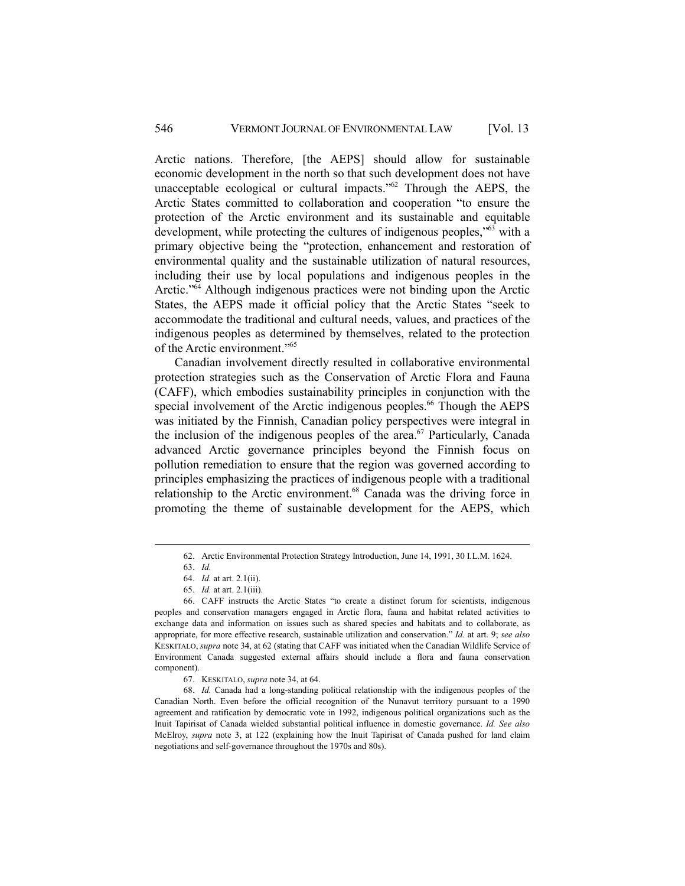Arctic nations. Therefore, [the AEPS] should allow for sustainable economic development in the north so that such development does not have unacceptable ecological or cultural impacts."[62] Through the AEPS, the Arctic States committed to collaboration and cooperation "to ensure the protection of the Arctic environment and its sustainable and equitable development, while protecting the cultures of indigenous peoples,"[63] with a primary objective being the "protection, enhancement and restoration of environmental quality and the sustainable utilization of natural resources, including their use by local populations and indigenous peoples in the Arctic."[64] Although indigenous practices were not binding upon the Arctic States, the AEPS made it official policy that the Arctic States "seek to accommodate the traditional and cultural needs, values, and practices of the indigenous peoples as determined by themselves, related to the protection of the Arctic environment."[65]

Canadian involvement directly resulted in collaborative environmental protection strategies such as the Conservation of Arctic Flora and Fauna (CAFF), which embodies sustainability principles in conjunction with the special involvement of the Arctic indigenous peoples.[66] Though the AEPS was initiated by the Finnish, Canadian policy perspectives were integral in the inclusion of the indigenous peoples of the area.[67] Particularly, Canada advanced Arctic governance principles beyond the Finnish focus on pollution remediation to ensure that the region was governed according to principles emphasizing the practices of indigenous people with a traditional relationship to the Arctic environment.[68] Canada was the driving force in promoting the theme of sustainable development for the AEPS, which

---

62. Arctic Environmental Protection Strategy Introduction, June 14, 1991, 30 I.L.M. 1624.

63. *Id.*

64. *Id.* at art. 2.1(ii).

65. *Id.* at art. 2.1(iii).

66. CAFF instructs the Arctic States "to create a distinct forum for scientists, indigenous peoples and conservation managers engaged in Arctic flora, fauna and habitat related activities to exchange data and information on issues such as shared species and habitats and to collaborate, as appropriate, for more effective research, sustainable utilization and conservation." *Id.* at art. 9; *see also* KESKITALO, *supra* note 34, at 62 (stating that CAFF was initiated when the Canadian Wildlife Service of Environment Canada suggested external affairs should include a flora and fauna conservation component).

67. KESKITALO, *supra* note 34, at 64.

68. *Id.* Canada had a long-standing political relationship with the indigenous peoples of the Canadian North. Even before the official recognition of the Nunavut territory pursuant to a 1990 agreement and ratification by democratic vote in 1992, indigenous political organizations such as the Inuit Tapirisat of Canada wielded substantial political influence in domestic governance. *Id. See also* McElroy, *supra* note 3, at 122 (explaining how the Inuit Tapirisat of Canada pushed for land claim negotiations and self-governance throughout the 1970s and 80s).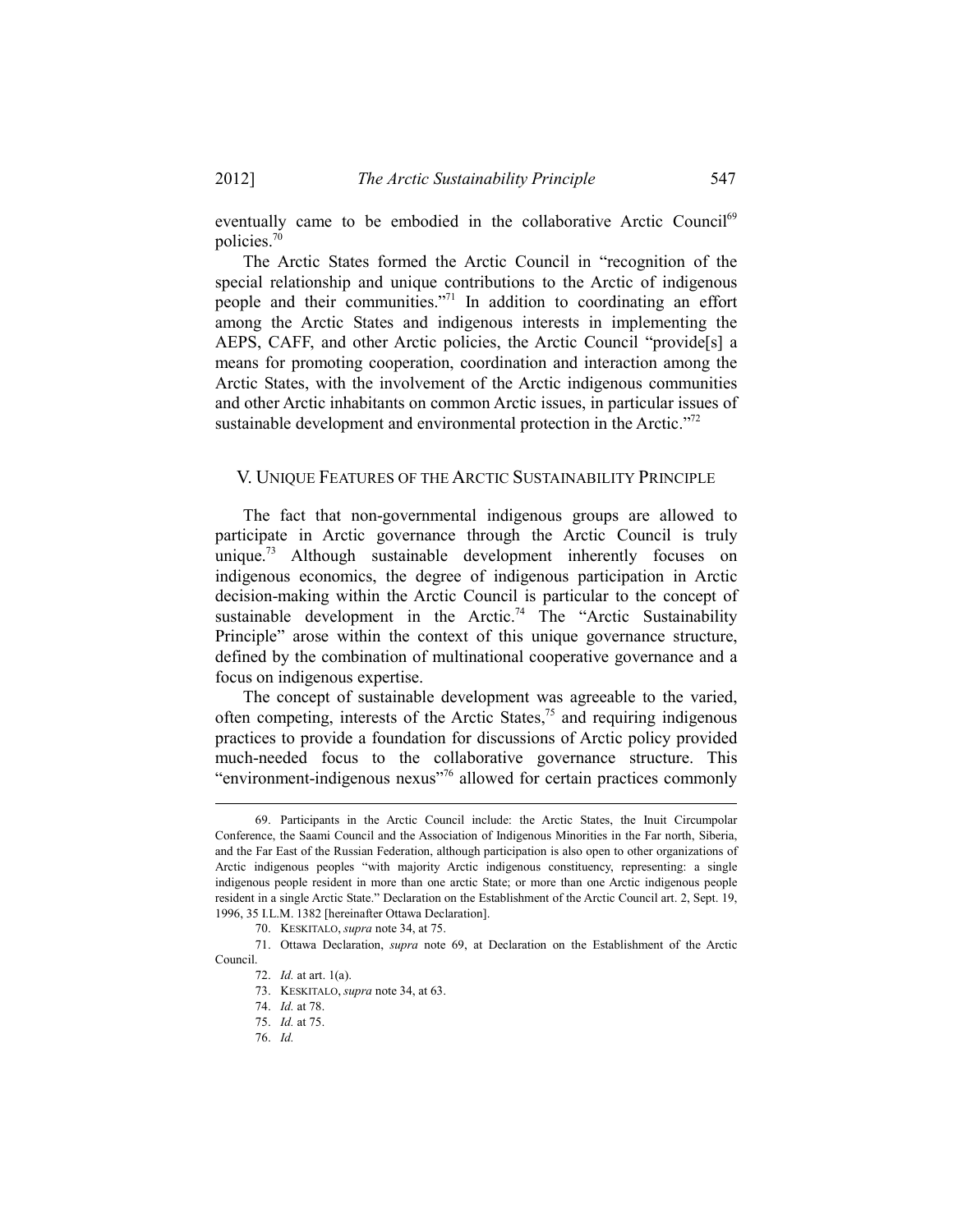eventually came to be embodied in the collaborative Arctic Council[69] policies.[70]

The Arctic States formed the Arctic Council in "recognition of the special relationship and unique contributions to the Arctic of indigenous people and their communities."[71] In addition to coordinating an effort among the Arctic States and indigenous interests in implementing the AEPS, CAFF, and other Arctic policies, the Arctic Council "provide[s] a means for promoting cooperation, coordination and interaction among the Arctic States, with the involvement of the Arctic indigenous communities and other Arctic inhabitants on common Arctic issues, in particular issues of sustainable development and environmental protection in the Arctic."[72]

## V. Unique Features of the Arctic Sustainability Principle

The fact that non-governmental indigenous groups are allowed to participate in Arctic governance through the Arctic Council is truly unique.[73] Although sustainable development inherently focuses on indigenous economics, the degree of indigenous participation in Arctic decision-making within the Arctic Council is particular to the concept of sustainable development in the Arctic.[74] The "Arctic Sustainability Principle" arose within the context of this unique governance structure, defined by the combination of multinational cooperative governance and a focus on indigenous expertise.

The concept of sustainable development was agreeable to the varied, often competing, interests of the Arctic States,[75] and requiring indigenous practices to provide a foundation for discussions of Arctic policy provided much-needed focus to the collaborative governance structure. This "environment-indigenous nexus"[76] allowed for certain practices commonly

---

69. Participants in the Arctic Council include: the Arctic States, the Inuit Circumpolar Conference, the Saami Council and the Association of Indigenous Minorities in the Far north, Siberia, and the Far East of the Russian Federation, although participation is also open to other organizations of Arctic indigenous peoples "with majority Arctic indigenous constituency, representing: a single indigenous people resident in more than one arctic State; or more than one Arctic indigenous people resident in a single Arctic State." Declaration on the Establishment of the Arctic Council art. 2, Sept. 19, 1996, 35 I.L.M. 1382 [hereinafter Ottawa Declaration].

70. KESKITALO, *supra* note 34, at 75.

71. Ottawa Declaration, *supra* note 69, at Declaration on the Establishment of the Arctic Council.

72. *Id.* at art. 1(a).

73. KESKITALO, *supra* note 34, at 63.

74. *Id.* at 78.

75. *Id.* at 75.

76. *Id.*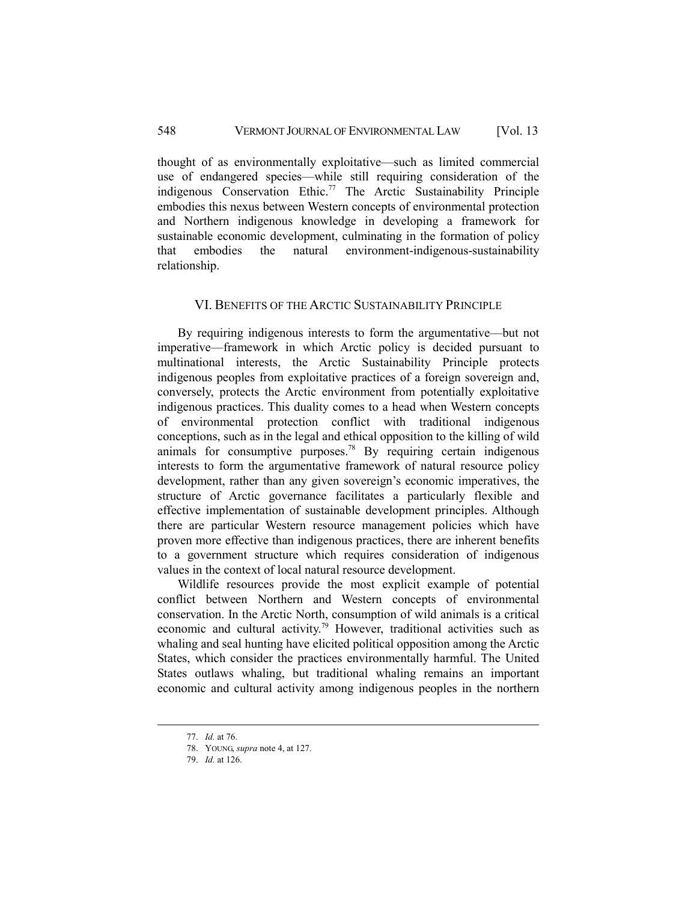thought of as environmentally exploitative—such as limited commercial use of endangered species—while still requiring consideration of the indigenous Conservation Ethic.[77] The Arctic Sustainability Principle embodies this nexus between Western concepts of environmental protection and Northern indigenous knowledge in developing a framework for sustainable economic development, culminating in the formation of policy that embodies the natural environment-indigenous-sustainability relationship.

## VI. Benefits of the Arctic Sustainability Principle

By requiring indigenous interests to form the argumentative—but not imperative—framework in which Arctic policy is decided pursuant to multinational interests, the Arctic Sustainability Principle protects indigenous peoples from exploitative practices of a foreign sovereign and, conversely, protects the Arctic environment from potentially exploitative indigenous practices. This duality comes to a head when Western concepts of environmental protection conflict with traditional indigenous conceptions, such as in the legal and ethical opposition to the killing of wild animals for consumptive purposes.[78] By requiring certain indigenous interests to form the argumentative framework of natural resource policy development, rather than any given sovereign's economic imperatives, the structure of Arctic governance facilitates a particularly flexible and effective implementation of sustainable development principles. Although there are particular Western resource management policies which have proven more effective than indigenous practices, there are inherent benefits to a government structure which requires consideration of indigenous values in the context of local natural resource development.

Wildlife resources provide the most explicit example of potential conflict between Northern and Western concepts of environmental conservation. In the Arctic North, consumption of wild animals is a critical economic and cultural activity.[79] However, traditional activities such as whaling and seal hunting have elicited political opposition among the Arctic States, which consider the practices environmentally harmful. The United States outlaws whaling, but traditional whaling remains an important economic and cultural activity among indigenous peoples in the northern

77. *Id.* at 76.

78. YOUNG, *supra* note 4, at 127.

79. *Id.* at 126.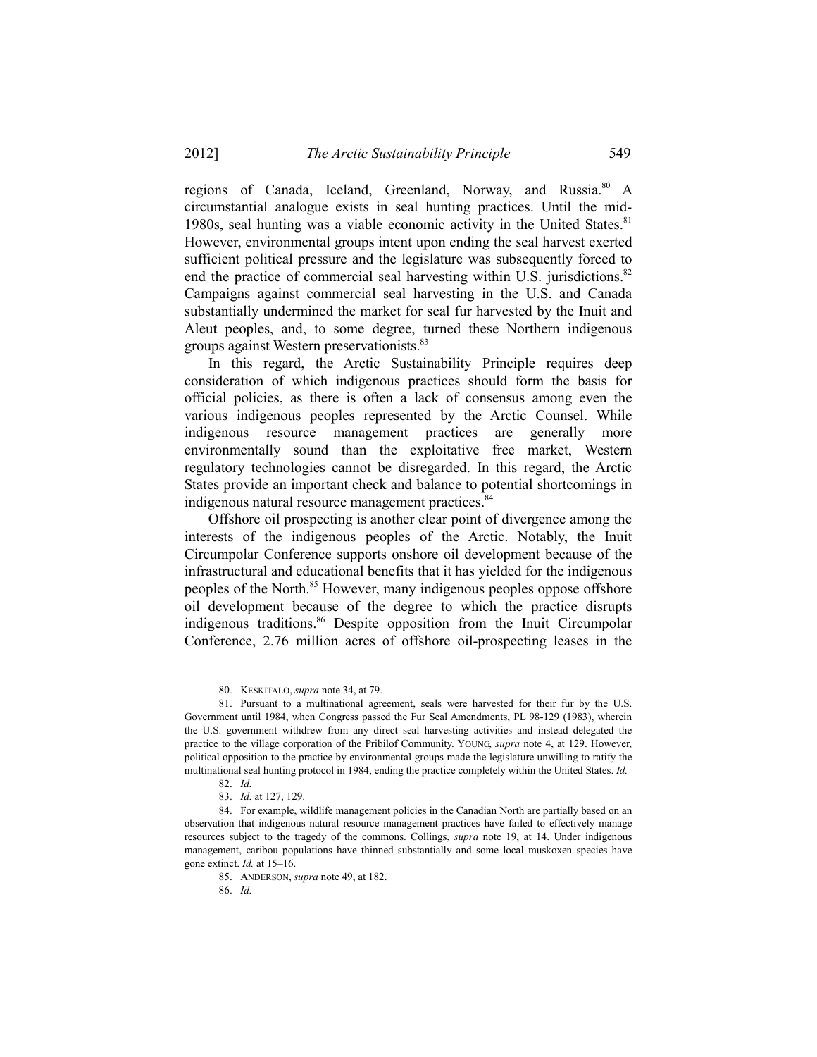regions of Canada, Iceland, Greenland, Norway, and Russia.[80] A circumstantial analogue exists in seal hunting practices. Until the mid-1980s, seal hunting was a viable economic activity in the United States.[81] However, environmental groups intent upon ending the seal harvest exerted sufficient political pressure and the legislature was subsequently forced to end the practice of commercial seal harvesting within U.S. jurisdictions.[82] Campaigns against commercial seal harvesting in the U.S. and Canada substantially undermined the market for seal fur harvested by the Inuit and Aleut peoples, and, to some degree, turned these Northern indigenous groups against Western preservationists.[83]

In this regard, the Arctic Sustainability Principle requires deep consideration of which indigenous practices should form the basis for official policies, as there is often a lack of consensus among even the various indigenous peoples represented by the Arctic Counsel. While indigenous resource management practices are generally more environmentally sound than the exploitative free market, Western regulatory technologies cannot be disregarded. In this regard, the Arctic States provide an important check and balance to potential shortcomings in indigenous natural resource management practices.[84]

Offshore oil prospecting is another clear point of divergence among the interests of the indigenous peoples of the Arctic. Notably, the Inuit Circumpolar Conference supports onshore oil development because of the infrastructural and educational benefits that it has yielded for the indigenous peoples of the North.[85] However, many indigenous peoples oppose offshore oil development because of the degree to which the practice disrupts indigenous traditions.[86] Despite opposition from the Inuit Circumpolar Conference, 2.76 million acres of offshore oil-prospecting leases in the

---

80. KESKITALO, *supra* note 34, at 79.

81. Pursuant to a multinational agreement, seals were harvested for their fur by the U.S. Government until 1984, when Congress passed the Fur Seal Amendments, PL 98-129 (1983), wherein the U.S. government withdrew from any direct seal harvesting activities and instead delegated the practice to the village corporation of the Pribilof Community. YOUNG, *supra* note 4, at 129. However, political opposition to the practice by environmental groups made the legislature unwilling to ratify the multinational seal hunting protocol in 1984, ending the practice completely within the United States. *Id.*

82. *Id.*

83. *Id.* at 127, 129.

84. For example, wildlife management policies in the Canadian North are partially based on an observation that indigenous natural resource management practices have failed to effectively manage resources subject to the tragedy of the commons. Collings, *supra* note 19, at 14. Under indigenous management, caribou populations have thinned substantially and some local muskoxen species have gone extinct. *Id.* at 15–16.

85. ANDERSON, *supra* note 49, at 182.

86. *Id.*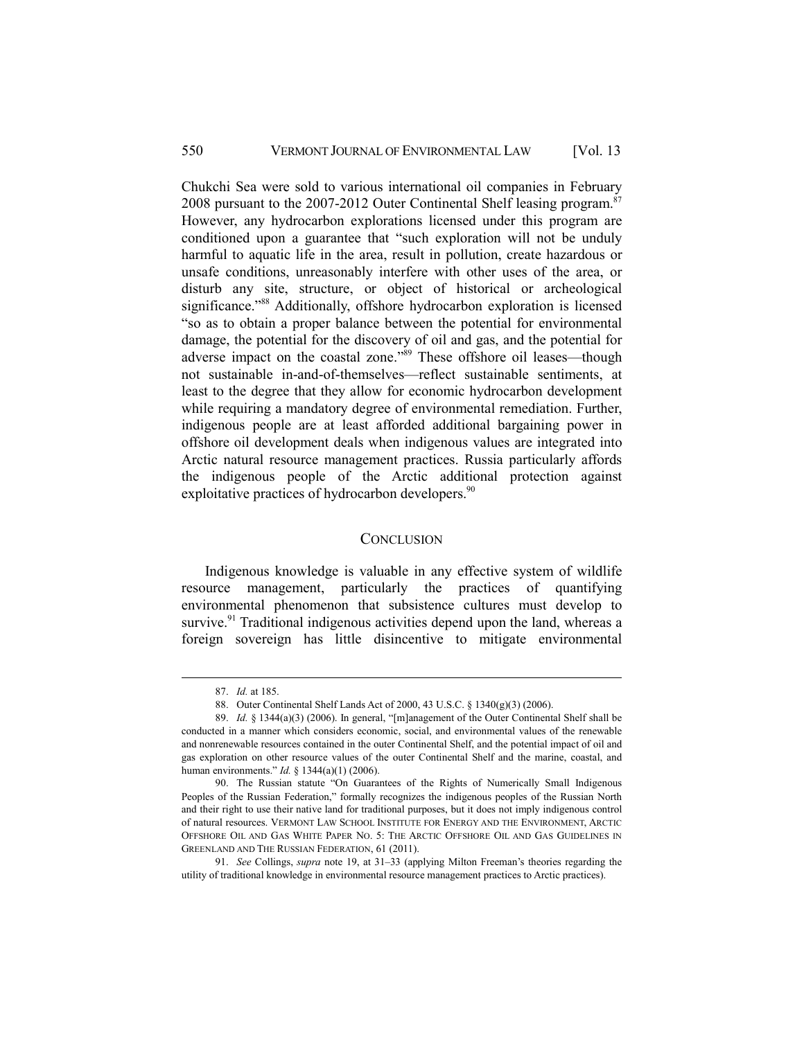Chukchi Sea were sold to various international oil companies in February 2008 pursuant to the 2007-2012 Outer Continental Shelf leasing program.[87] However, any hydrocarbon explorations licensed under this program are conditioned upon a guarantee that "such exploration will not be unduly harmful to aquatic life in the area, result in pollution, create hazardous or unsafe conditions, unreasonably interfere with other uses of the area, or disturb any site, structure, or object of historical or archeological significance."[88] Additionally, offshore hydrocarbon exploration is licensed "so as to obtain a proper balance between the potential for environmental damage, the potential for the discovery of oil and gas, and the potential for adverse impact on the coastal zone."[89] These offshore oil leases—though not sustainable in-and-of-themselves—reflect sustainable sentiments, at least to the degree that they allow for economic hydrocarbon development while requiring a mandatory degree of environmental remediation. Further, indigenous people are at least afforded additional bargaining power in offshore oil development deals when indigenous values are integrated into Arctic natural resource management practices. Russia particularly affords the indigenous people of the Arctic additional protection against exploitative practices of hydrocarbon developers.[90]

## CONCLUSION

Indigenous knowledge is valuable in any effective system of wildlife resource management, particularly the practices of quantifying environmental phenomenon that subsistence cultures must develop to survive.[91] Traditional indigenous activities depend upon the land, whereas a foreign sovereign has little disincentive to mitigate environmental

---

87. *Id.* at 185.

88. Outer Continental Shelf Lands Act of 2000, 43 U.S.C. § 1340(g)(3) (2006).

89. *Id.* § 1344(a)(3) (2006). In general, "[m]anagement of the Outer Continental Shelf shall be conducted in a manner which considers economic, social, and environmental values of the renewable and nonrenewable resources contained in the outer Continental Shelf, and the potential impact of oil and gas exploration on other resource values of the outer Continental Shelf and the marine, coastal, and human environments." *Id.* § 1344(a)(1) (2006).

90. The Russian statute "On Guarantees of the Rights of Numerically Small Indigenous Peoples of the Russian Federation," formally recognizes the indigenous peoples of the Russian North and their right to use their native land for traditional purposes, but it does not imply indigenous control of natural resources. VERMONT LAW SCHOOL INSTITUTE FOR ENERGY AND THE ENVIRONMENT, ARCTIC OFFSHORE OIL AND GAS WHITE PAPER NO. 5: THE ARCTIC OFFSHORE OIL AND GAS GUIDELINES IN GREENLAND AND THE RUSSIAN FEDERATION, 61 (2011).

91. *See* Collings, *supra* note 19, at 31–33 (applying Milton Freeman's theories regarding the utility of traditional knowledge in environmental resource management practices to Arctic practices).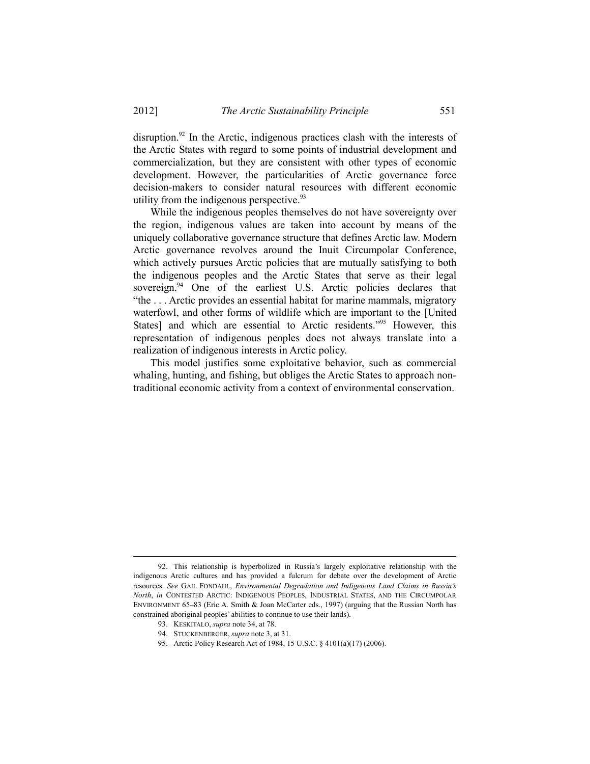disruption.[92] In the Arctic, indigenous practices clash with the interests of the Arctic States with regard to some points of industrial development and commercialization, but they are consistent with other types of economic development. However, the particularities of Arctic governance force decision-makers to consider natural resources with different economic utility from the indigenous perspective.[93]

While the indigenous peoples themselves do not have sovereignty over the region, indigenous values are taken into account by means of the uniquely collaborative governance structure that defines Arctic law. Modern Arctic governance revolves around the Inuit Circumpolar Conference, which actively pursues Arctic policies that are mutually satisfying to both the indigenous peoples and the Arctic States that serve as their legal sovereign.[94] One of the earliest U.S. Arctic policies declares that "the . . . Arctic provides an essential habitat for marine mammals, migratory waterfowl, and other forms of wildlife which are important to the [United States] and which are essential to Arctic residents."[95] However, this representation of indigenous peoples does not always translate into a realization of indigenous interests in Arctic policy.

This model justifies some exploitative behavior, such as commercial whaling, hunting, and fishing, but obliges the Arctic States to approach non-traditional economic activity from a context of environmental conservation.

---

92. This relationship is hyperbolized in Russia's largely exploitative relationship with the indigenous Arctic cultures and has provided a fulcrum for debate over the development of Arctic resources. *See* GAIL FONDAHL, *Environmental Degradation and Indigenous Land Claims in Russia's North*, *in* CONTESTED ARCTIC: INDIGENOUS PEOPLES, INDUSTRIAL STATES, AND THE CIRCUMPOLAR ENVIRONMENT 65–83 (Eric A. Smith & Joan McCarter eds., 1997) (arguing that the Russian North has constrained aboriginal peoples' abilities to continue to use their lands).

93. KESKITALO, *supra* note 34, at 78.

94. STUCKENBERGER, *supra* note 3, at 31.

95. Arctic Policy Research Act of 1984, 15 U.S.C. § 4101(a)(17) (2006).